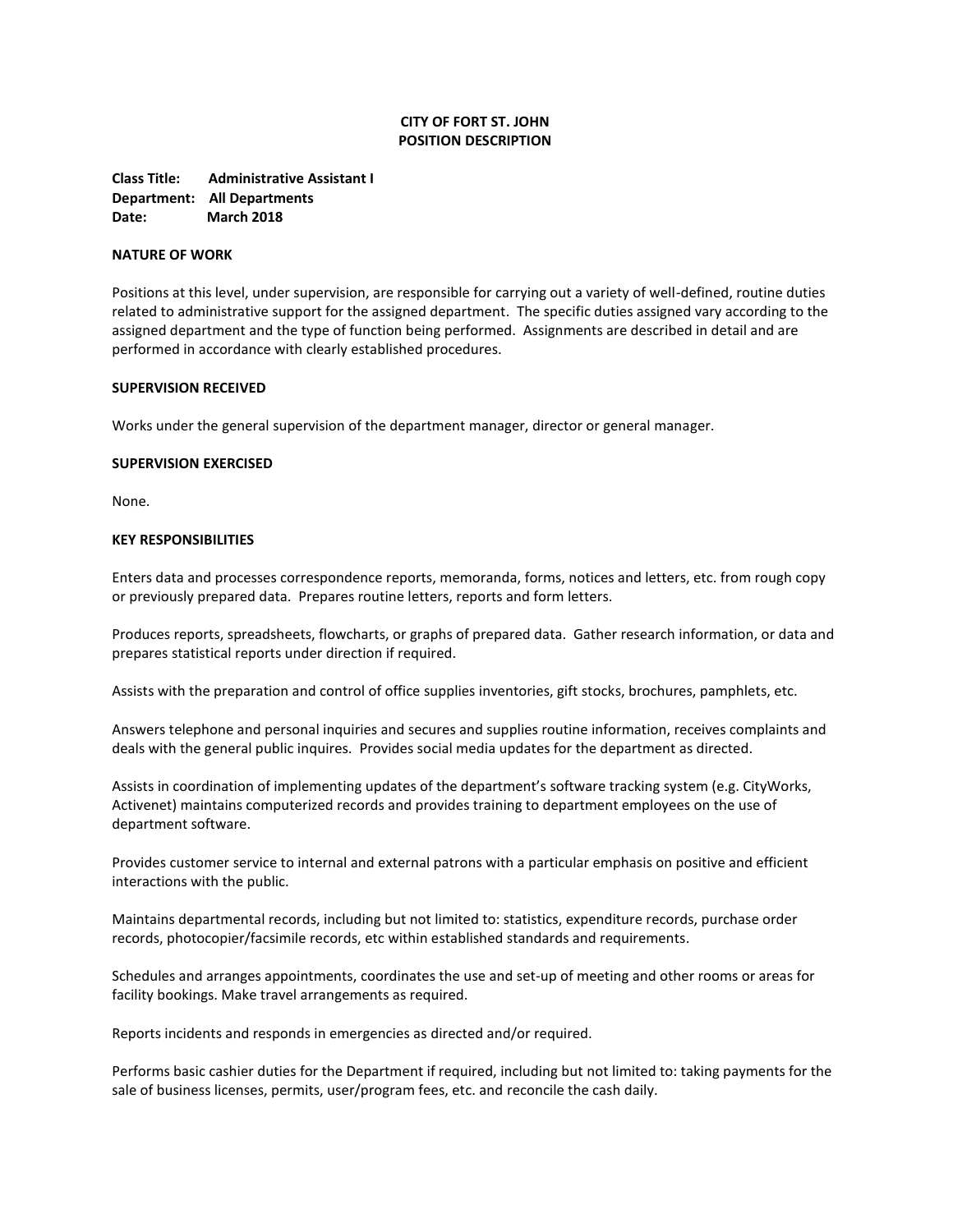**CITY OF FORT ST. JOHN**
**POSITION DESCRIPTION**

**Class Title:** **Administrative Assistant I**
**Department:** **All Departments**
**Date:** **March 2018**

## NATURE OF WORK

Positions at this level, under supervision, are responsible for carrying out a variety of well-defined, routine duties related to administrative support for the assigned department. The specific duties assigned vary according to the assigned department and the type of function being performed. Assignments are described in detail and are performed in accordance with clearly established procedures.

## SUPERVISION RECEIVED

Works under the general supervision of the department manager, director or general manager.

## SUPERVISION EXERCISED

None.

## KEY RESPONSIBILITIES

Enters data and processes correspondence reports, memoranda, forms, notices and letters, etc. from rough copy or previously prepared data. Prepares routine letters, reports and form letters.

Produces reports, spreadsheets, flowcharts, or graphs of prepared data. Gather research information, or data and prepares statistical reports under direction if required.

Assists with the preparation and control of office supplies inventories, gift stocks, brochures, pamphlets, etc.

Answers telephone and personal inquiries and secures and supplies routine information, receives complaints and deals with the general public inquires. Provides social media updates for the department as directed.

Assists in coordination of implementing updates of the department's software tracking system (e.g. CityWorks, Activenet) maintains computerized records and provides training to department employees on the use of department software.

Provides customer service to internal and external patrons with a particular emphasis on positive and efficient interactions with the public.

Maintains departmental records, including but not limited to: statistics, expenditure records, purchase order records, photocopier/facsimile records, etc within established standards and requirements.

Schedules and arranges appointments, coordinates the use and set-up of meeting and other rooms or areas for facility bookings. Make travel arrangements as required.

Reports incidents and responds in emergencies as directed and/or required.

Performs basic cashier duties for the Department if required, including but not limited to: taking payments for the sale of business licenses, permits, user/program fees, etc. and reconcile the cash daily.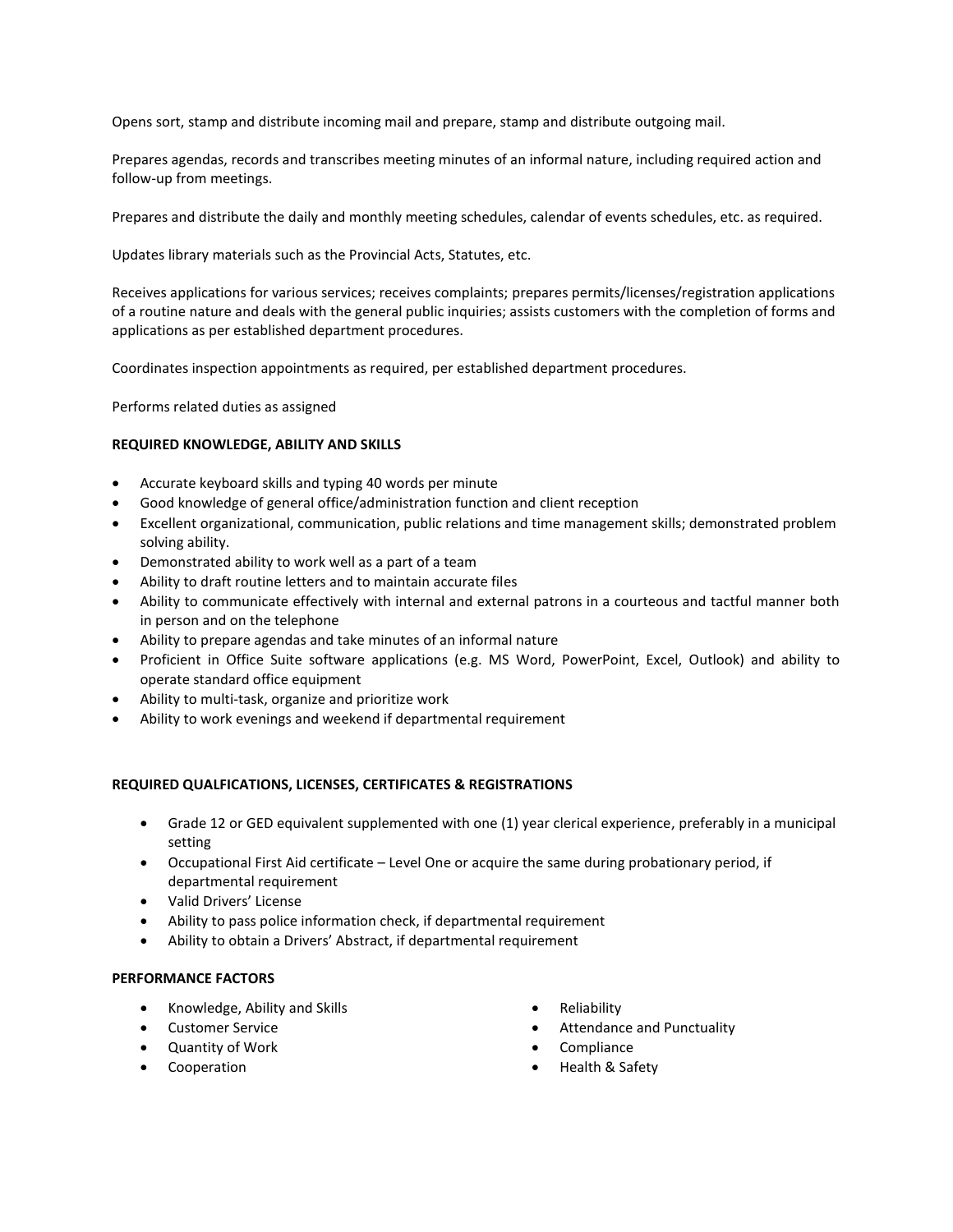Opens sort, stamp and distribute incoming mail and prepare, stamp and distribute outgoing mail.

Prepares agendas, records and transcribes meeting minutes of an informal nature, including required action and follow-up from meetings.

Prepares and distribute the daily and monthly meeting schedules, calendar of events schedules, etc. as required.

Updates library materials such as the Provincial Acts, Statutes, etc.

Receives applications for various services; receives complaints; prepares permits/licenses/registration applications of a routine nature and deals with the general public inquiries; assists customers with the completion of forms and applications as per established department procedures.

Coordinates inspection appointments as required, per established department procedures.

Performs related duties as assigned

**REQUIRED KNOWLEDGE, ABILITY AND SKILLS**

- Accurate keyboard skills and typing 40 words per minute
- Good knowledge of general office/administration function and client reception
- Excellent organizational, communication, public relations and time management skills; demonstrated problem solving ability.
- Demonstrated ability to work well as a part of a team
- Ability to draft routine letters and to maintain accurate files
- Ability to communicate effectively with internal and external patrons in a courteous and tactful manner both in person and on the telephone
- Ability to prepare agendas and take minutes of an informal nature
- Proficient in Office Suite software applications (e.g. MS Word, PowerPoint, Excel, Outlook) and ability to operate standard office equipment
- Ability to multi-task, organize and prioritize work
- Ability to work evenings and weekend if departmental requirement

**REQUIRED QUALFICATIONS, LICENSES, CERTIFICATES & REGISTRATIONS**

- Grade 12 or GED equivalent supplemented with one (1) year clerical experience, preferably in a municipal setting
- Occupational First Aid certificate – Level One or acquire the same during probationary period, if departmental requirement
- Valid Drivers' License
- Ability to pass police information check, if departmental requirement
- Ability to obtain a Drivers' Abstract, if departmental requirement

**PERFORMANCE FACTORS**

- Knowledge, Ability and Skills
- Customer Service
- Quantity of Work
- Cooperation
- Reliability
- Attendance and Punctuality
- Compliance
- Health & Safety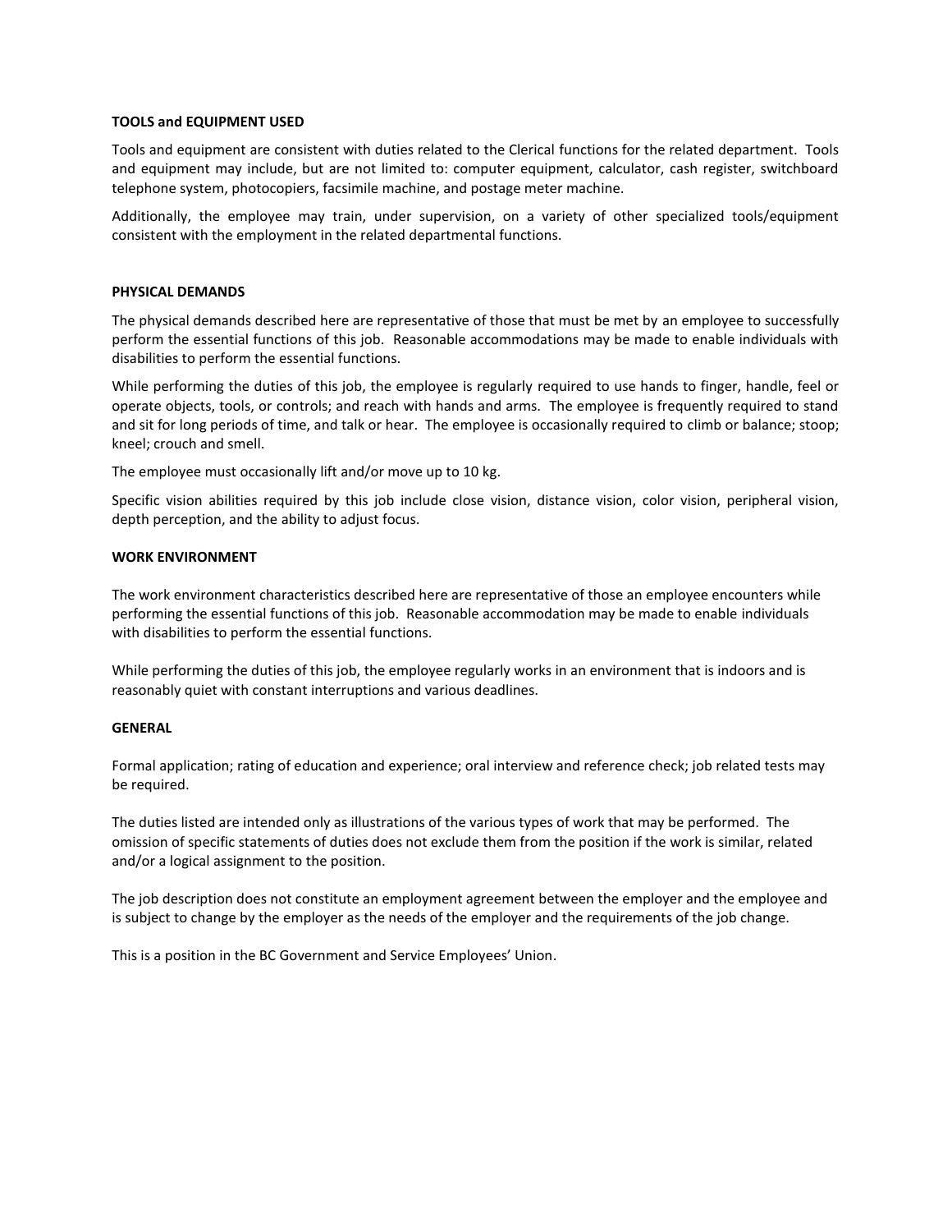**TOOLS and EQUIPMENT USED**

Tools and equipment are consistent with duties related to the Clerical functions for the related department. Tools and equipment may include, but are not limited to: computer equipment, calculator, cash register, switchboard telephone system, photocopiers, facsimile machine, and postage meter machine.

Additionally, the employee may train, under supervision, on a variety of other specialized tools/equipment consistent with the employment in the related departmental functions.

**PHYSICAL DEMANDS**

The physical demands described here are representative of those that must be met by an employee to successfully perform the essential functions of this job. Reasonable accommodations may be made to enable individuals with disabilities to perform the essential functions.

While performing the duties of this job, the employee is regularly required to use hands to finger, handle, feel or operate objects, tools, or controls; and reach with hands and arms. The employee is frequently required to stand and sit for long periods of time, and talk or hear. The employee is occasionally required to climb or balance; stoop; kneel; crouch and smell.

The employee must occasionally lift and/or move up to 10 kg.

Specific vision abilities required by this job include close vision, distance vision, color vision, peripheral vision, depth perception, and the ability to adjust focus.

**WORK ENVIRONMENT**

The work environment characteristics described here are representative of those an employee encounters while performing the essential functions of this job. Reasonable accommodation may be made to enable individuals with disabilities to perform the essential functions.

While performing the duties of this job, the employee regularly works in an environment that is indoors and is reasonably quiet with constant interruptions and various deadlines.

**GENERAL**

Formal application; rating of education and experience; oral interview and reference check; job related tests may be required.

The duties listed are intended only as illustrations of the various types of work that may be performed. The omission of specific statements of duties does not exclude them from the position if the work is similar, related and/or a logical assignment to the position.

The job description does not constitute an employment agreement between the employer and the employee and is subject to change by the employer as the needs of the employer and the requirements of the job change.

This is a position in the BC Government and Service Employees' Union.